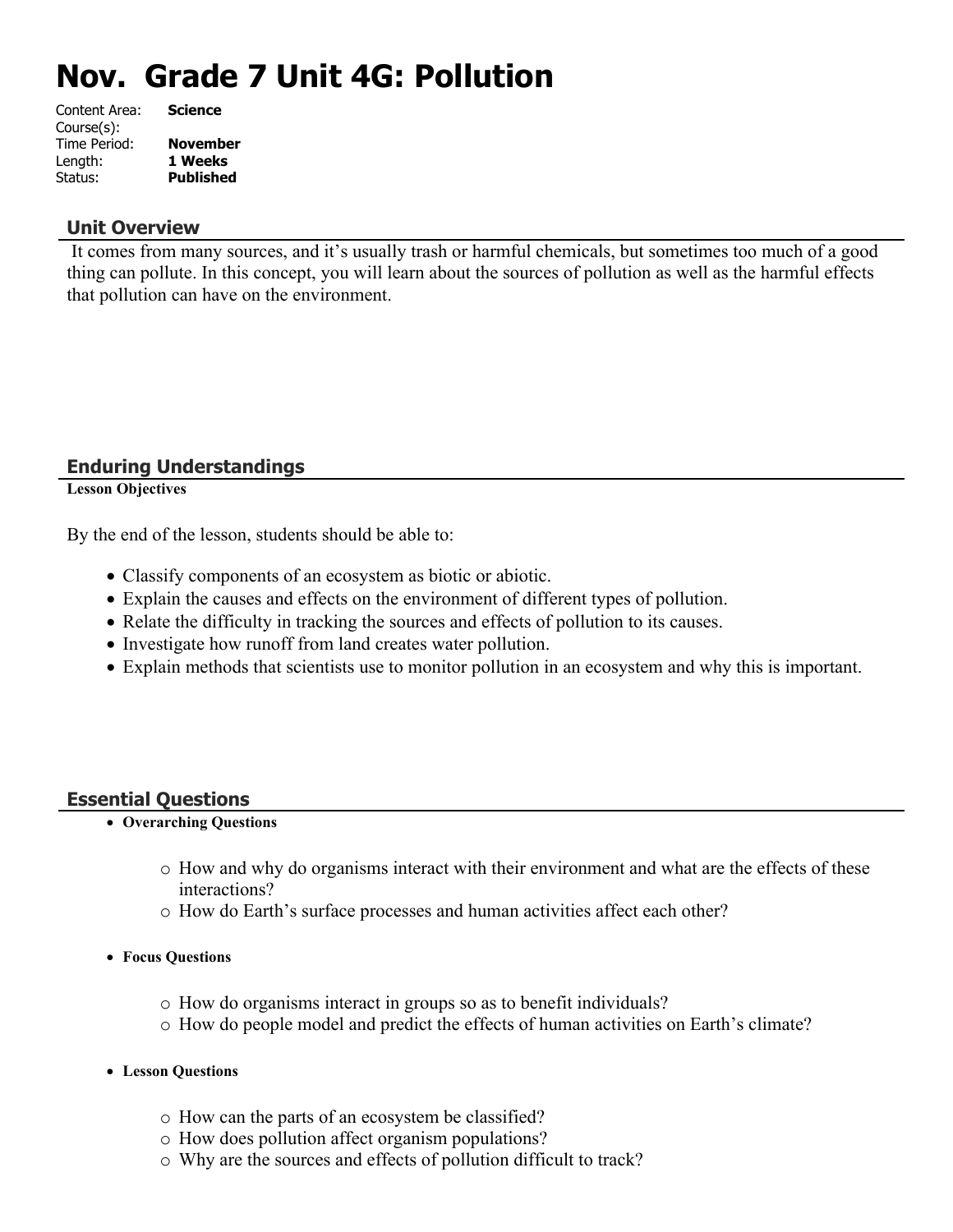# Nov. Grade 7 Unit 4G: Pollution

Content Area: **Science**
Course(s):
Time Period: **November**
Length: **1 Weeks**
Status: **Published**

## Unit Overview

It comes from many sources, and it's usually trash or harmful chemicals, but sometimes too much of a good thing can pollute. In this concept, you will learn about the sources of pollution as well as the harmful effects that pollution can have on the environment.

## Enduring Understandings

**Lesson Objectives**

By the end of the lesson, students should be able to:

- Classify components of an ecosystem as biotic or abiotic.
- Explain the causes and effects on the environment of different types of pollution.
- Relate the difficulty in tracking the sources and effects of pollution to its causes.
- Investigate how runoff from land creates water pollution.
- Explain methods that scientists use to monitor pollution in an ecosystem and why this is important.

## Essential Questions

- **Overarching Questions**
  - How and why do organisms interact with their environment and what are the effects of these interactions?
  - How do Earth's surface processes and human activities affect each other?
- **Focus Questions**
  - How do organisms interact in groups so as to benefit individuals?
  - How do people model and predict the effects of human activities on Earth's climate?
- **Lesson Questions**
  - How can the parts of an ecosystem be classified?
  - How does pollution affect organism populations?
  - Why are the sources and effects of pollution difficult to track?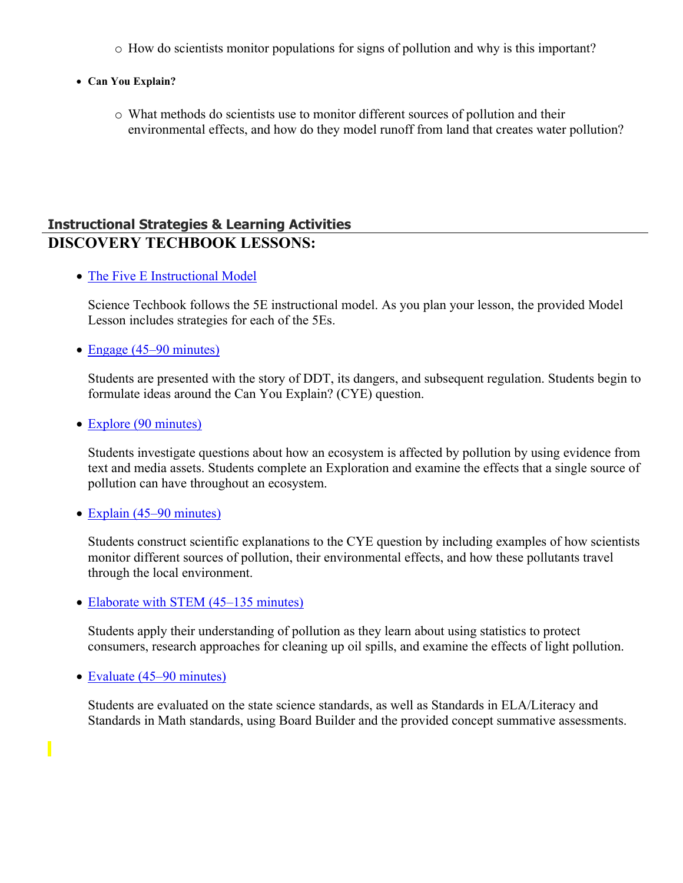- How do scientists monitor populations for signs of pollution and why is this important?

- **Can You Explain?**
  - What methods do scientists use to monitor different sources of pollution and their environmental effects, and how do they model runoff from land that creates water pollution?

## Instructional Strategies & Learning Activities

# DISCOVERY TECHBOOK LESSONS:

- The Five E Instructional Model

  Science Techbook follows the 5E instructional model. As you plan your lesson, the provided Model Lesson includes strategies for each of the 5Es.

- Engage (45–90 minutes)

  Students are presented with the story of DDT, its dangers, and subsequent regulation. Students begin to formulate ideas around the Can You Explain? (CYE) question.

- Explore (90 minutes)

  Students investigate questions about how an ecosystem is affected by pollution by using evidence from text and media assets. Students complete an Exploration and examine the effects that a single source of pollution can have throughout an ecosystem.

- Explain (45–90 minutes)

  Students construct scientific explanations to the CYE question by including examples of how scientists monitor different sources of pollution, their environmental effects, and how these pollutants travel through the local environment.

- Elaborate with STEM (45–135 minutes)

  Students apply their understanding of pollution as they learn about using statistics to protect consumers, research approaches for cleaning up oil spills, and examine the effects of light pollution.

- Evaluate (45–90 minutes)

  Students are evaluated on the state science standards, as well as Standards in ELA/Literacy and Standards in Math standards, using Board Builder and the provided concept summative assessments.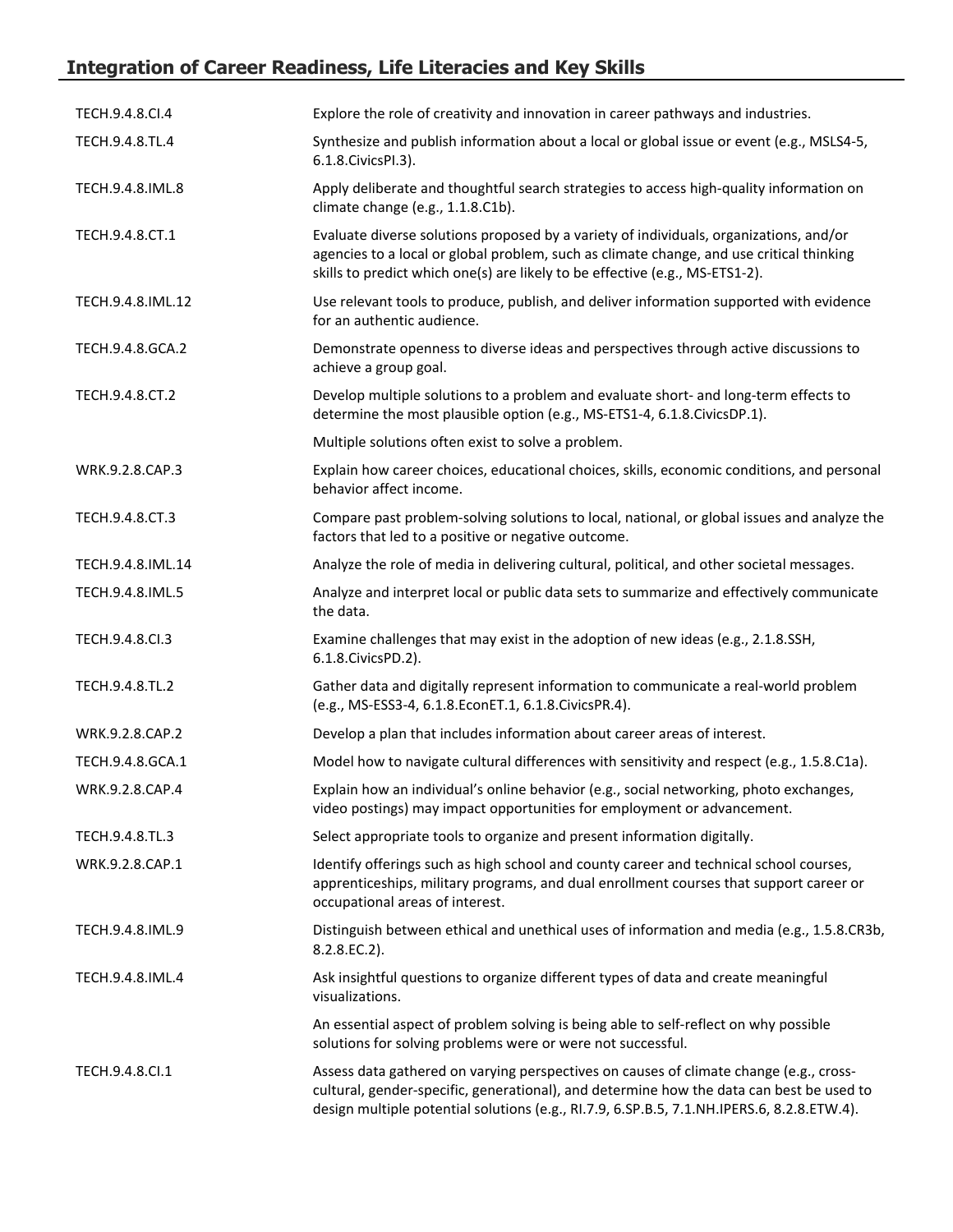## Integration of Career Readiness, Life Literacies and Key Skills

| | |
|---|---|
| TECH.9.4.8.CI.4 | Explore the role of creativity and innovation in career pathways and industries. |
| TECH.9.4.8.TL.4 | Synthesize and publish information about a local or global issue or event (e.g., MSLS4-5, 6.1.8.CivicsPI.3). |
| TECH.9.4.8.IML.8 | Apply deliberate and thoughtful search strategies to access high-quality information on climate change (e.g., 1.1.8.C1b). |
| TECH.9.4.8.CT.1 | Evaluate diverse solutions proposed by a variety of individuals, organizations, and/or agencies to a local or global problem, such as climate change, and use critical thinking skills to predict which one(s) are likely to be effective (e.g., MS-ETS1-2). |
| TECH.9.4.8.IML.12 | Use relevant tools to produce, publish, and deliver information supported with evidence for an authentic audience. |
| TECH.9.4.8.GCA.2 | Demonstrate openness to diverse ideas and perspectives through active discussions to achieve a group goal. |
| TECH.9.4.8.CT.2 | Develop multiple solutions to a problem and evaluate short- and long-term effects to determine the most plausible option (e.g., MS-ETS1-4, 6.1.8.CivicsDP.1). |
| | Multiple solutions often exist to solve a problem. |
| WRK.9.2.8.CAP.3 | Explain how career choices, educational choices, skills, economic conditions, and personal behavior affect income. |
| TECH.9.4.8.CT.3 | Compare past problem-solving solutions to local, national, or global issues and analyze the factors that led to a positive or negative outcome. |
| TECH.9.4.8.IML.14 | Analyze the role of media in delivering cultural, political, and other societal messages. |
| TECH.9.4.8.IML.5 | Analyze and interpret local or public data sets to summarize and effectively communicate the data. |
| TECH.9.4.8.CI.3 | Examine challenges that may exist in the adoption of new ideas (e.g., 2.1.8.SSH, 6.1.8.CivicsPD.2). |
| TECH.9.4.8.TL.2 | Gather data and digitally represent information to communicate a real-world problem (e.g., MS-ESS3-4, 6.1.8.EconET.1, 6.1.8.CivicsPR.4). |
| WRK.9.2.8.CAP.2 | Develop a plan that includes information about career areas of interest. |
| TECH.9.4.8.GCA.1 | Model how to navigate cultural differences with sensitivity and respect (e.g., 1.5.8.C1a). |
| WRK.9.2.8.CAP.4 | Explain how an individual's online behavior (e.g., social networking, photo exchanges, video postings) may impact opportunities for employment or advancement. |
| TECH.9.4.8.TL.3 | Select appropriate tools to organize and present information digitally. |
| WRK.9.2.8.CAP.1 | Identify offerings such as high school and county career and technical school courses, apprenticeships, military programs, and dual enrollment courses that support career or occupational areas of interest. |
| TECH.9.4.8.IML.9 | Distinguish between ethical and unethical uses of information and media (e.g., 1.5.8.CR3b, 8.2.8.EC.2). |
| TECH.9.4.8.IML.4 | Ask insightful questions to organize different types of data and create meaningful visualizations. |
| | An essential aspect of problem solving is being able to self-reflect on why possible solutions for solving problems were or were not successful. |
| TECH.9.4.8.CI.1 | Assess data gathered on varying perspectives on causes of climate change (e.g., cross-cultural, gender-specific, generational), and determine how the data can best be used to design multiple potential solutions (e.g., RI.7.9, 6.SP.B.5, 7.1.NH.IPERS.6, 8.2.8.ETW.4). |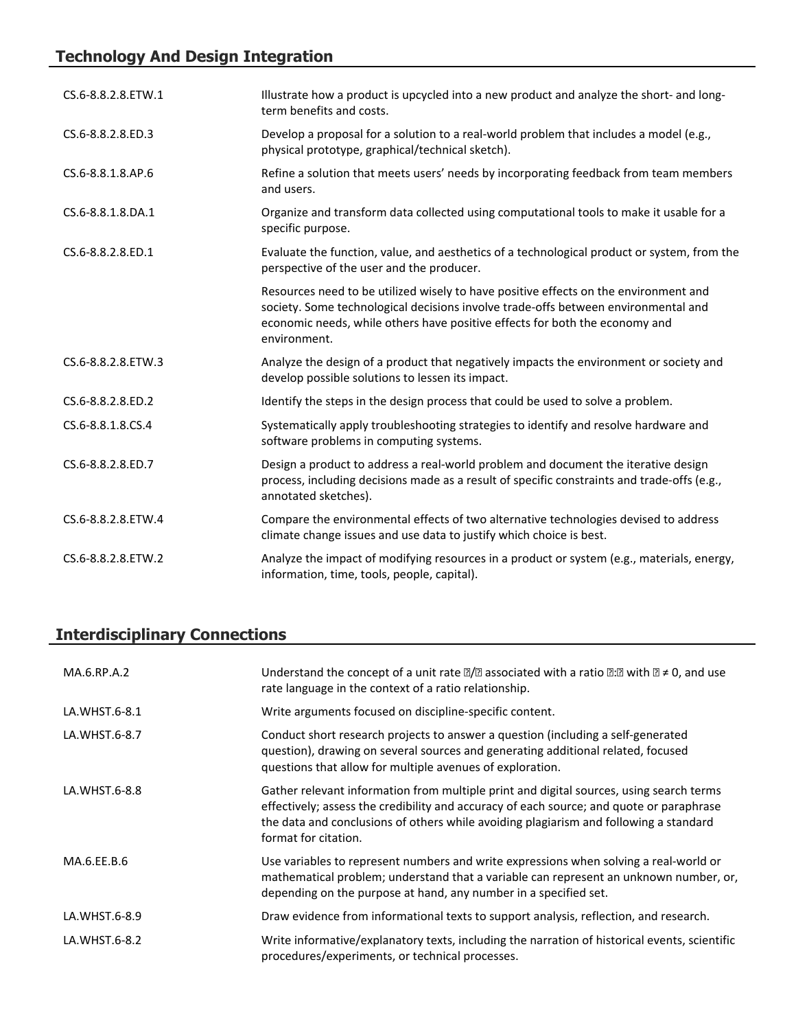## Technology And Design Integration

| | |
|---|---|
| CS.6-8.8.2.8.ETW.1 | Illustrate how a product is upcycled into a new product and analyze the short- and long-term benefits and costs. |
| CS.6-8.8.2.8.ED.3 | Develop a proposal for a solution to a real-world problem that includes a model (e.g., physical prototype, graphical/technical sketch). |
| CS.6-8.8.1.8.AP.6 | Refine a solution that meets users' needs by incorporating feedback from team members and users. |
| CS.6-8.8.1.8.DA.1 | Organize and transform data collected using computational tools to make it usable for a specific purpose. |
| CS.6-8.8.2.8.ED.1 | Evaluate the function, value, and aesthetics of a technological product or system, from the perspective of the user and the producer. |
| | Resources need to be utilized wisely to have positive effects on the environment and society. Some technological decisions involve trade-offs between environmental and economic needs, while others have positive effects for both the economy and environment. |
| CS.6-8.8.2.8.ETW.3 | Analyze the design of a product that negatively impacts the environment or society and develop possible solutions to lessen its impact. |
| CS.6-8.8.2.8.ED.2 | Identify the steps in the design process that could be used to solve a problem. |
| CS.6-8.8.1.8.CS.4 | Systematically apply troubleshooting strategies to identify and resolve hardware and software problems in computing systems. |
| CS.6-8.8.2.8.ED.7 | Design a product to address a real-world problem and document the iterative design process, including decisions made as a result of specific constraints and trade-offs (e.g., annotated sketches). |
| CS.6-8.8.2.8.ETW.4 | Compare the environmental effects of two alternative technologies devised to address climate change issues and use data to justify which choice is best. |
| CS.6-8.8.2.8.ETW.2 | Analyze the impact of modifying resources in a product or system (e.g., materials, energy, information, time, tools, people, capital). |

## Interdisciplinary Connections

| | |
|---|---|
| MA.6.RP.A.2 | Understand the concept of a unit rate □/□ associated with a ratio □:□ with □ ≠ 0, and use rate language in the context of a ratio relationship. |
| LA.WHST.6-8.1 | Write arguments focused on discipline-specific content. |
| LA.WHST.6-8.7 | Conduct short research projects to answer a question (including a self-generated question), drawing on several sources and generating additional related, focused questions that allow for multiple avenues of exploration. |
| LA.WHST.6-8.8 | Gather relevant information from multiple print and digital sources, using search terms effectively; assess the credibility and accuracy of each source; and quote or paraphrase the data and conclusions of others while avoiding plagiarism and following a standard format for citation. |
| MA.6.EE.B.6 | Use variables to represent numbers and write expressions when solving a real-world or mathematical problem; understand that a variable can represent an unknown number, or, depending on the purpose at hand, any number in a specified set. |
| LA.WHST.6-8.9 | Draw evidence from informational texts to support analysis, reflection, and research. |
| LA.WHST.6-8.2 | Write informative/explanatory texts, including the narration of historical events, scientific procedures/experiments, or technical processes. |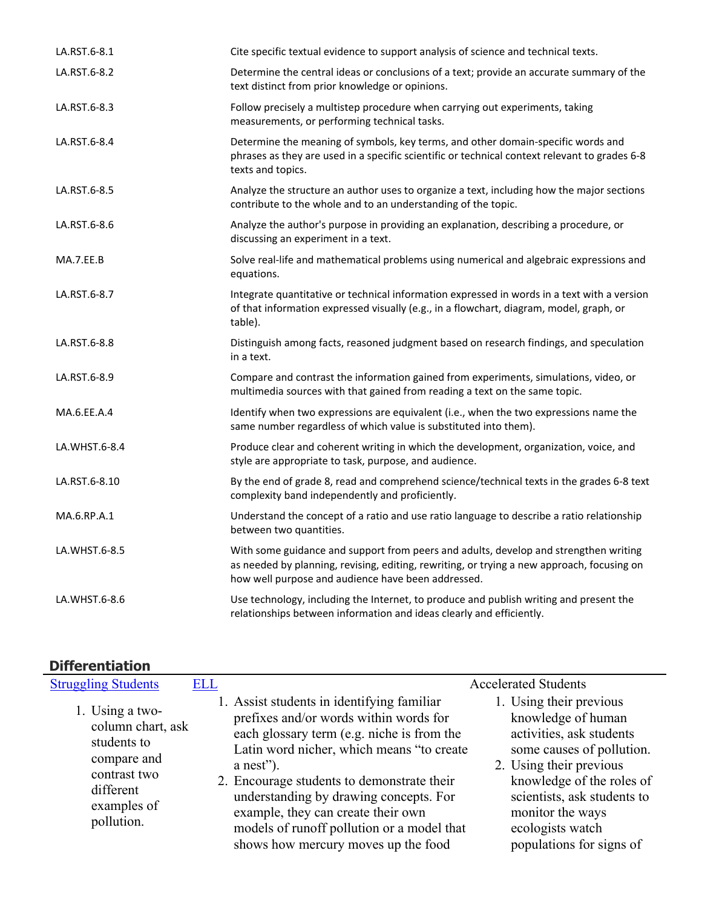| | |
|---|---|
| LA.RST.6-8.1 | Cite specific textual evidence to support analysis of science and technical texts. |
| LA.RST.6-8.2 | Determine the central ideas or conclusions of a text; provide an accurate summary of the text distinct from prior knowledge or opinions. |
| LA.RST.6-8.3 | Follow precisely a multistep procedure when carrying out experiments, taking measurements, or performing technical tasks. |
| LA.RST.6-8.4 | Determine the meaning of symbols, key terms, and other domain-specific words and phrases as they are used in a specific scientific or technical context relevant to grades 6-8 texts and topics. |
| LA.RST.6-8.5 | Analyze the structure an author uses to organize a text, including how the major sections contribute to the whole and to an understanding of the topic. |
| LA.RST.6-8.6 | Analyze the author's purpose in providing an explanation, describing a procedure, or discussing an experiment in a text. |
| MA.7.EE.B | Solve real-life and mathematical problems using numerical and algebraic expressions and equations. |
| LA.RST.6-8.7 | Integrate quantitative or technical information expressed in words in a text with a version of that information expressed visually (e.g., in a flowchart, diagram, model, graph, or table). |
| LA.RST.6-8.8 | Distinguish among facts, reasoned judgment based on research findings, and speculation in a text. |
| LA.RST.6-8.9 | Compare and contrast the information gained from experiments, simulations, video, or multimedia sources with that gained from reading a text on the same topic. |
| MA.6.EE.A.4 | Identify when two expressions are equivalent (i.e., when the two expressions name the same number regardless of which value is substituted into them). |
| LA.WHST.6-8.4 | Produce clear and coherent writing in which the development, organization, voice, and style are appropriate to task, purpose, and audience. |
| LA.RST.6-8.10 | By the end of grade 8, read and comprehend science/technical texts in the grades 6-8 text complexity band independently and proficiently. |
| MA.6.RP.A.1 | Understand the concept of a ratio and use ratio language to describe a ratio relationship between two quantities. |
| LA.WHST.6-8.5 | With some guidance and support from peers and adults, develop and strengthen writing as needed by planning, revising, editing, rewriting, or trying a new approach, focusing on how well purpose and audience have been addressed. |
| LA.WHST.6-8.6 | Use technology, including the Internet, to produce and publish writing and present the relationships between information and ideas clearly and efficiently. |

## Differentiation

| [Struggling Students](#) | [ELL](#) | Accelerated Students |
|---|---|---|
| 1. Using a two-column chart, ask students to compare and contrast two different examples of pollution. | 1. Assist students in identifying familiar prefixes and/or words within words for each glossary term (e.g. niche is from the Latin word nicher, which means "to create a nest").<br>2. Encourage students to demonstrate their understanding by drawing concepts. For example, they can create their own models of runoff pollution or a model that shows how mercury moves up the food | 1. Using their previous knowledge of human activities, ask students some causes of pollution.<br>2. Using their previous knowledge of the roles of scientists, ask students to monitor the ways ecologists watch populations for signs of |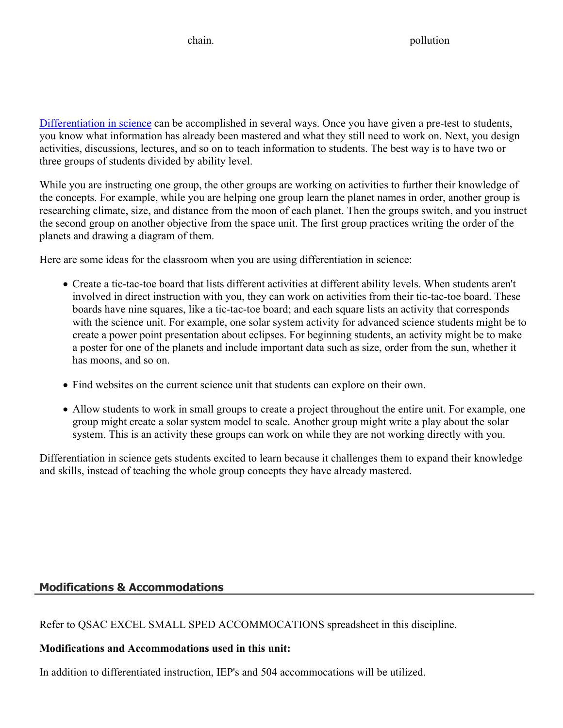chain. pollution

[Differentiation in science](Differentiation in science) can be accomplished in several ways. Once you have given a pre-test to students, you know what information has already been mastered and what they still need to work on. Next, you design activities, discussions, lectures, and so on to teach information to students. The best way is to have two or three groups of students divided by ability level.

While you are instructing one group, the other groups are working on activities to further their knowledge of the concepts. For example, while you are helping one group learn the planet names in order, another group is researching climate, size, and distance from the moon of each planet. Then the groups switch, and you instruct the second group on another objective from the space unit. The first group practices writing the order of the planets and drawing a diagram of them.

Here are some ideas for the classroom when you are using differentiation in science:

- Create a tic-tac-toe board that lists different activities at different ability levels. When students aren't involved in direct instruction with you, they can work on activities from their tic-tac-toe board. These boards have nine squares, like a tic-tac-toe board; and each square lists an activity that corresponds with the science unit. For example, one solar system activity for advanced science students might be to create a power point presentation about eclipses. For beginning students, an activity might be to make a poster for one of the planets and include important data such as size, order from the sun, whether it has moons, and so on.
- Find websites on the current science unit that students can explore on their own.
- Allow students to work in small groups to create a project throughout the entire unit. For example, one group might create a solar system model to scale. Another group might write a play about the solar system. This is an activity these groups can work on while they are not working directly with you.

Differentiation in science gets students excited to learn because it challenges them to expand their knowledge and skills, instead of teaching the whole group concepts they have already mastered.

## Modifications & Accommodations

Refer to QSAC EXCEL SMALL SPED ACCOMMOCATIONS spreadsheet in this discipline.

**Modifications and Accommodations used in this unit:**

In addition to differentiated instruction, IEP's and 504 accommocations will be utilized.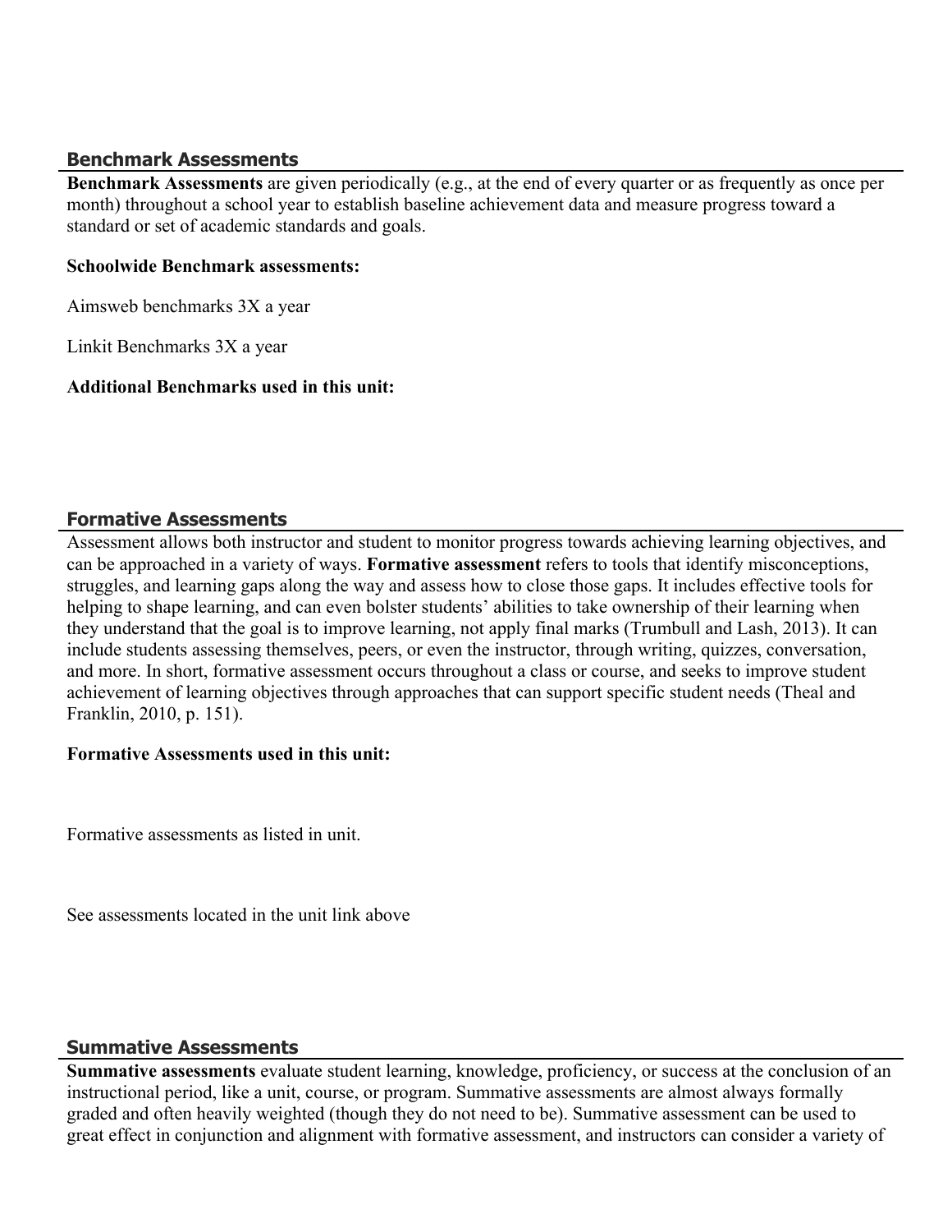## Benchmark Assessments

**Benchmark Assessments** are given periodically (e.g., at the end of every quarter or as frequently as once per month) throughout a school year to establish baseline achievement data and measure progress toward a standard or set of academic standards and goals.

**Schoolwide Benchmark assessments:**

Aimsweb benchmarks 3X a year

Linkit Benchmarks 3X a year

**Additional Benchmarks used in this unit:**

## Formative Assessments

Assessment allows both instructor and student to monitor progress towards achieving learning objectives, and can be approached in a variety of ways. **Formative assessment** refers to tools that identify misconceptions, struggles, and learning gaps along the way and assess how to close those gaps. It includes effective tools for helping to shape learning, and can even bolster students' abilities to take ownership of their learning when they understand that the goal is to improve learning, not apply final marks (Trumbull and Lash, 2013). It can include students assessing themselves, peers, or even the instructor, through writing, quizzes, conversation, and more. In short, formative assessment occurs throughout a class or course, and seeks to improve student achievement of learning objectives through approaches that can support specific student needs (Theal and Franklin, 2010, p. 151).

**Formative Assessments used in this unit:**

Formative assessments as listed in unit.

See assessments located in the unit link above

## Summative Assessments

**Summative assessments** evaluate student learning, knowledge, proficiency, or success at the conclusion of an instructional period, like a unit, course, or program. Summative assessments are almost always formally graded and often heavily weighted (though they do not need to be). Summative assessment can be used to great effect in conjunction and alignment with formative assessment, and instructors can consider a variety of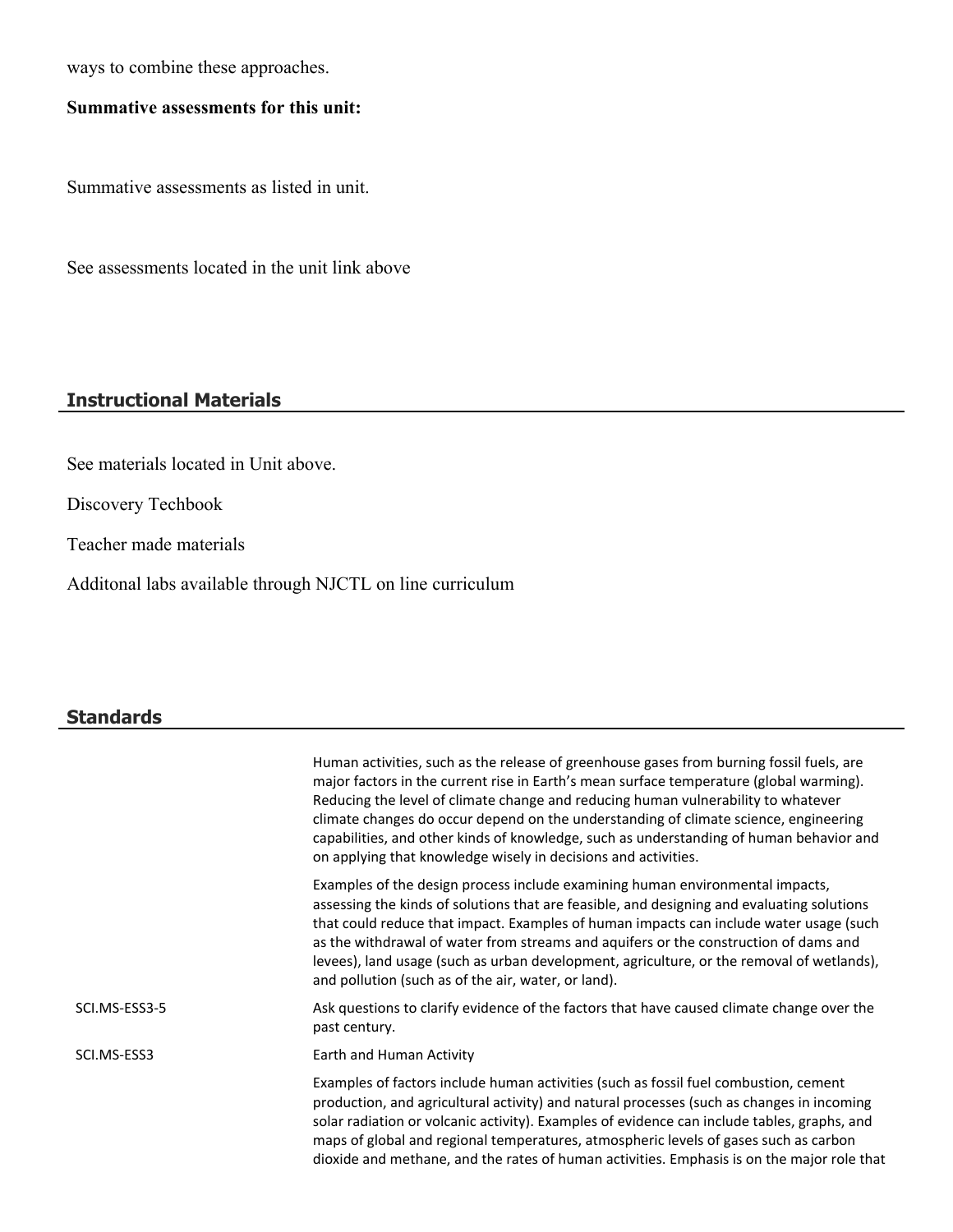ways to combine these approaches.

**Summative assessments for this unit:**

Summative assessments as listed in unit.

See assessments located in the unit link above

## Instructional Materials

See materials located in Unit above.

Discovery Techbook

Teacher made materials

Additonal labs available through NJCTL on line curriculum

## Standards

| | |
|---|---|
| | Human activities, such as the release of greenhouse gases from burning fossil fuels, are major factors in the current rise in Earth's mean surface temperature (global warming). Reducing the level of climate change and reducing human vulnerability to whatever climate changes do occur depend on the understanding of climate science, engineering capabilities, and other kinds of knowledge, such as understanding of human behavior and on applying that knowledge wisely in decisions and activities. |
| | Examples of the design process include examining human environmental impacts, assessing the kinds of solutions that are feasible, and designing and evaluating solutions that could reduce that impact. Examples of human impacts can include water usage (such as the withdrawal of water from streams and aquifers or the construction of dams and levees), land usage (such as urban development, agriculture, or the removal of wetlands), and pollution (such as of the air, water, or land). |
| SCI.MS-ESS3-5 | Ask questions to clarify evidence of the factors that have caused climate change over the past century. |
| SCI.MS-ESS3 | Earth and Human Activity |
| | Examples of factors include human activities (such as fossil fuel combustion, cement production, and agricultural activity) and natural processes (such as changes in incoming solar radiation or volcanic activity). Examples of evidence can include tables, graphs, and maps of global and regional temperatures, atmospheric levels of gases such as carbon dioxide and methane, and the rates of human activities. Emphasis is on the major role that |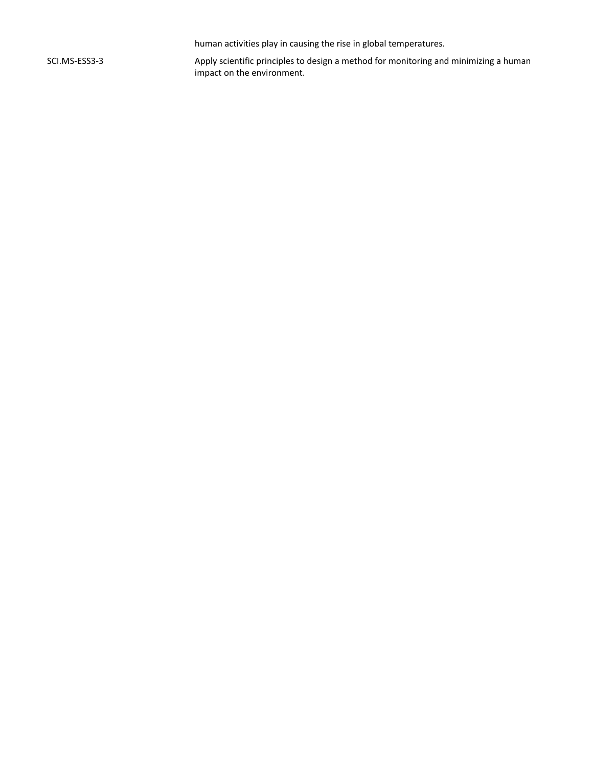| | |
|---|---|
| | human activities play in causing the rise in global temperatures. |
| SCI.MS-ESS3-3 | Apply scientific principles to design a method for monitoring and minimizing a human impact on the environment. |